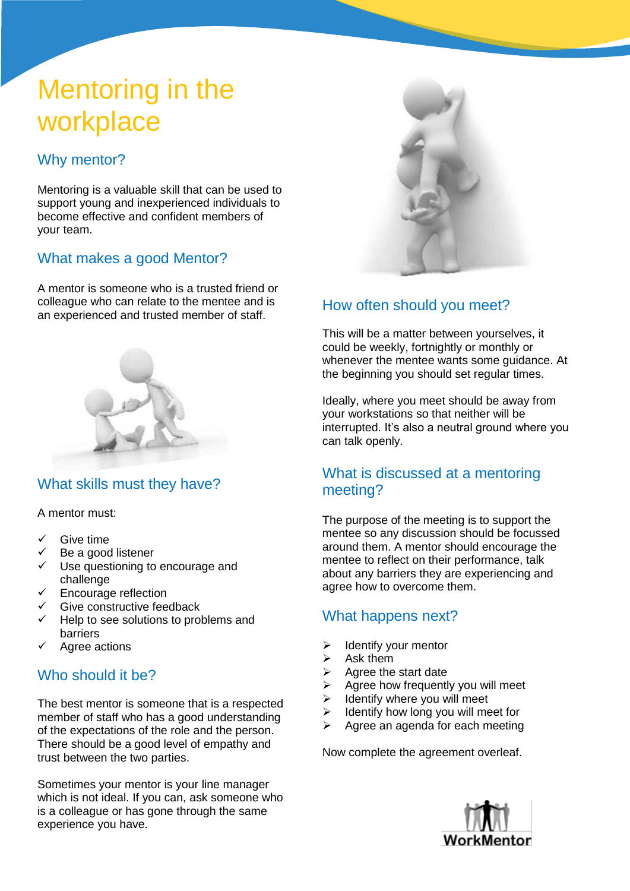# Mentoring in the workplace

## Why mentor?

Mentoring is a valuable skill that can be used to support young and inexperienced individuals to become effective and confident members of your team.

## What makes a good Mentor?

A mentor is someone who is a trusted friend or colleague who can relate to the mentee and is an experienced and trusted member of staff.

## What skills must they have?

A mentor must:

- ✓ Give time
- ✓ Be a good listener
- ✓ Use questioning to encourage and challenge
- ✓ Encourage reflection
- ✓ Give constructive feedback
- ✓ Help to see solutions to problems and barriers
- ✓ Agree actions

## Who should it be?

The best mentor is someone that is a respected member of staff who has a good understanding of the expectations of the role and the person. There should be a good level of empathy and trust between the two parties.

Sometimes your mentor is your line manager which is not ideal. If you can, ask someone who is a colleague or has gone through the same experience you have.

## How often should you meet?

This will be a matter between yourselves, it could be weekly, fortnightly or monthly or whenever the mentee wants some guidance. At the beginning you should set regular times.

Ideally, where you meet should be away from your workstations so that neither will be interrupted. It's also a neutral ground where you can talk openly.

## What is discussed at a mentoring meeting?

The purpose of the meeting is to support the mentee so any discussion should be focussed around them. A mentor should encourage the mentee to reflect on their performance, talk about any barriers they are experiencing and agree how to overcome them.

## What happens next?

- ➢ Identify your mentor
- ➢ Ask them
- ➢ Agree the start date
- ➢ Agree how frequently you will meet
- ➢ Identify where you will meet
- ➢ Identify how long you will meet for
- ➢ Agree an agenda for each meeting

Now complete the agreement overleaf.

WorkMentor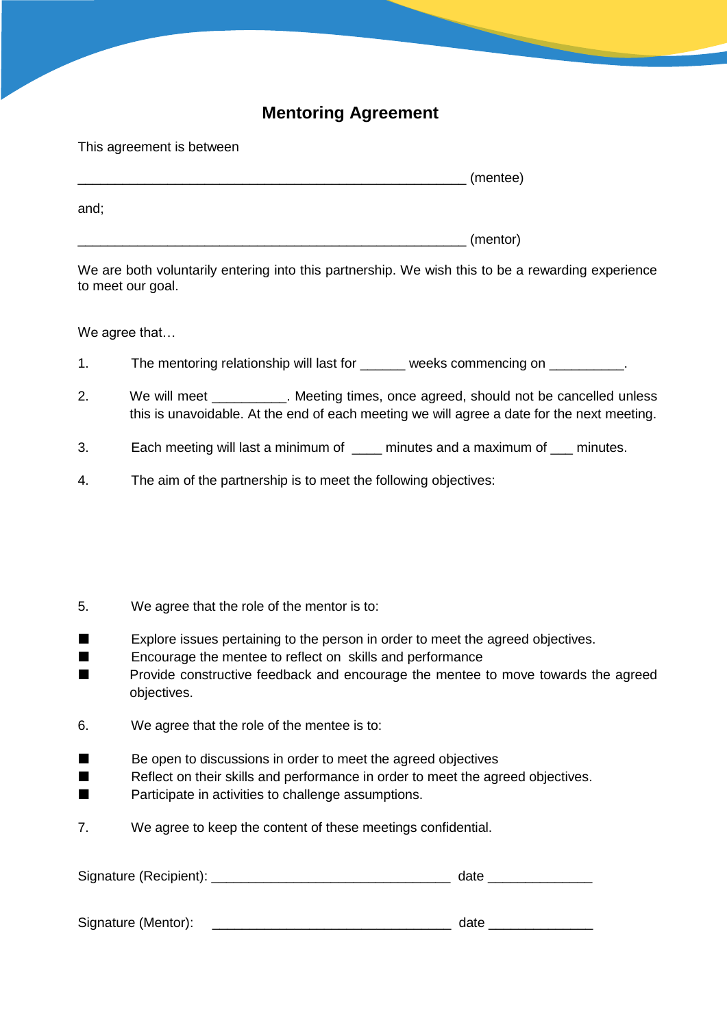# Mentoring Agreement

This agreement is between

______________________________________________________ (mentee)

and;

______________________________________________________ (mentor)

We are both voluntarily entering into this partnership. We wish this to be a rewarding experience to meet our goal.

We agree that…

1. The mentoring relationship will last for ______ weeks commencing on __________.

2. We will meet __________. Meeting times, once agreed, should not be cancelled unless this is unavoidable. At the end of each meeting we will agree a date for the next meeting.

3. Each meeting will last a minimum of ____ minutes and a maximum of ___ minutes.

4. The aim of the partnership is to meet the following objectives:

5. We agree that the role of the mentor is to:

- Explore issues pertaining to the person in order to meet the agreed objectives.
- Encourage the mentee to reflect on skills and performance
- Provide constructive feedback and encourage the mentee to move towards the agreed objectives.

6. We agree that the role of the mentee is to:

- Be open to discussions in order to meet the agreed objectives
- Reflect on their skills and performance in order to meet the agreed objectives.
- Participate in activities to challenge assumptions.

7. We agree to keep the content of these meetings confidential.

Signature (Recipient): _________________________________ date ______________

Signature (Mentor): _________________________________ date ______________